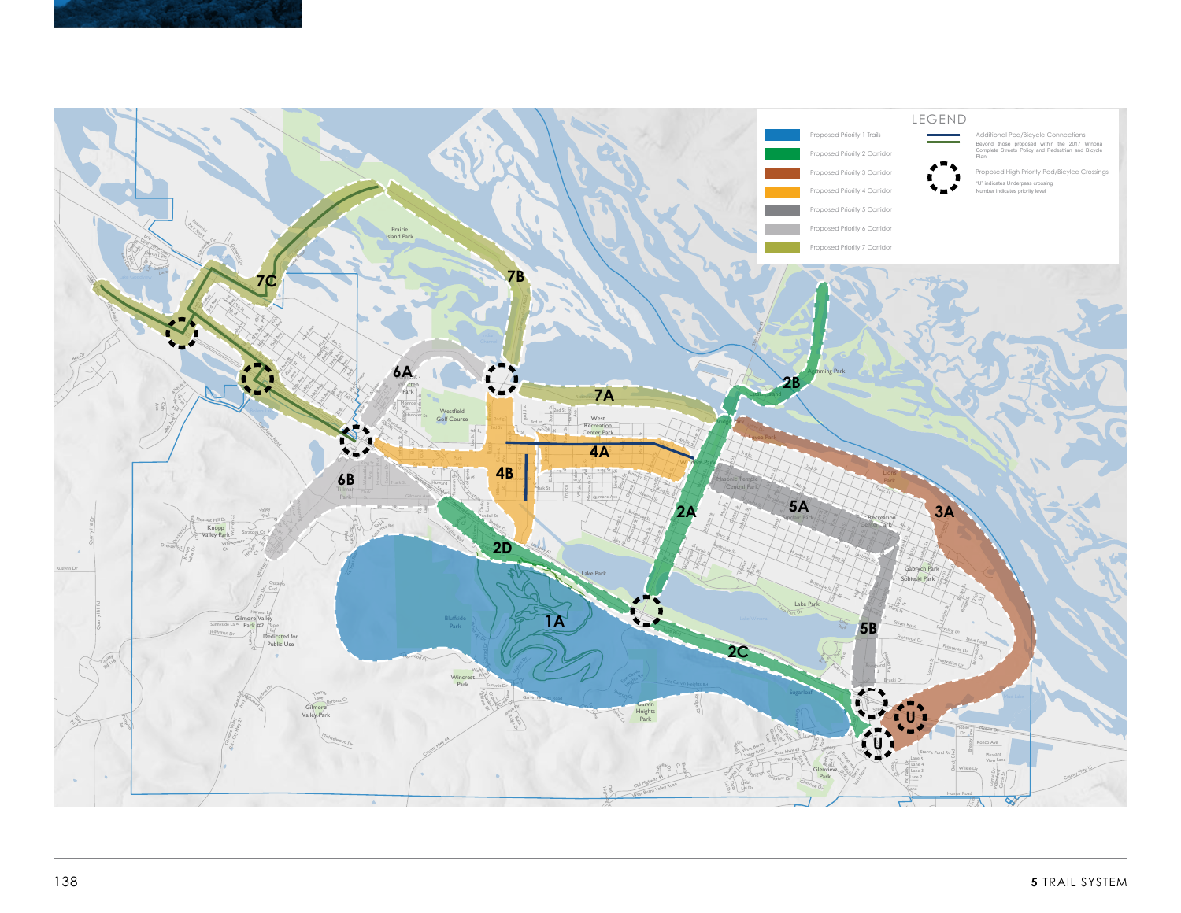## LEGEND

- Proposed Priority 1 Trails
- Proposed Priority 2 Corridor
- Proposed Priority 3 Corridor
- Proposed Priority 4 Corridor
- Proposed Priority 5 Corridor
- Proposed Priority 6 Corridor
- Proposed Priority 7 Corridor
- Additional Ped/Bicycle Connections — Beyond those proposed within the 2017 Winona Complete Streets Policy and Pedestrian and Bicycle Plan
- Proposed High Priority Ped/Bicylce Crossings — "U" indicates Underpass crossing. Number indicates priority level

1A, 2A, 2B, 2C, 2D, 3A, 4A, 4B, 5A, 5B, 6A, 6B, 7A, 7B, 7C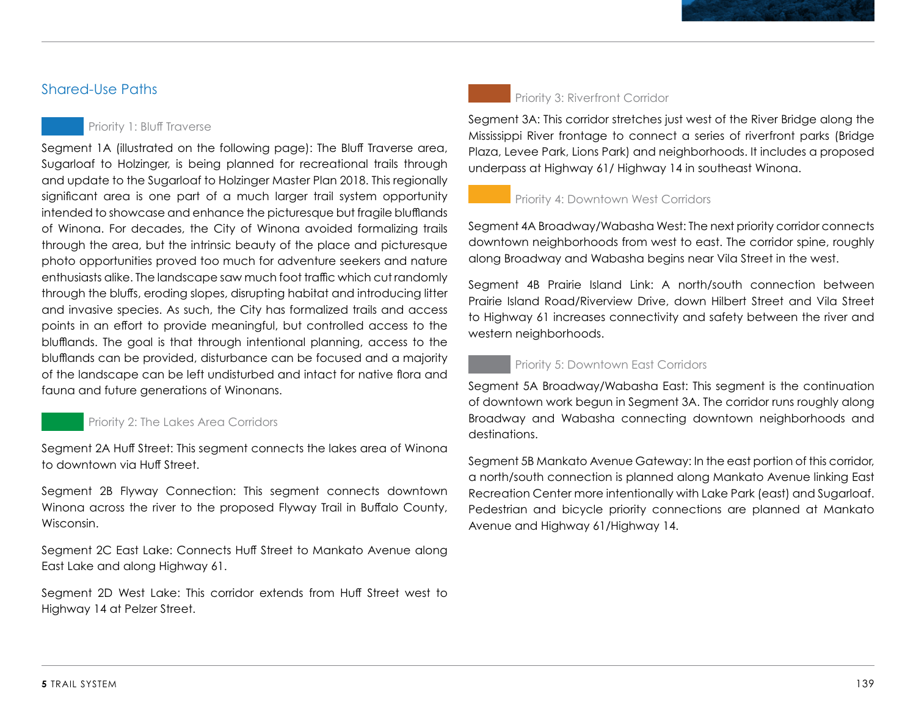## Shared-Use Paths

### Priority 1: Bluff Traverse

Segment 1A (illustrated on the following page): The Bluff Traverse area, Sugarloaf to Holzinger, is being planned for recreational trails through and update to the Sugarloaf to Holzinger Master Plan 2018. This regionally significant area is one part of a much larger trail system opportunity intended to showcase and enhance the picturesque but fragile blufflands of Winona. For decades, the City of Winona avoided formalizing trails through the area, but the intrinsic beauty of the place and picturesque photo opportunities proved too much for adventure seekers and nature enthusiasts alike. The landscape saw much foot traffic which cut randomly through the bluffs, eroding slopes, disrupting habitat and introducing litter and invasive species. As such, the City has formalized trails and access points in an effort to provide meaningful, but controlled access to the blufflands. The goal is that through intentional planning, access to the blufflands can be provided, disturbance can be focused and a majority of the landscape can be left undisturbed and intact for native flora and fauna and future generations of Winonans.

### Priority 2: The Lakes Area Corridors

Segment 2A Huff Street: This segment connects the lakes area of Winona to downtown via Huff Street.

Segment 2B Flyway Connection: This segment connects downtown Winona across the river to the proposed Flyway Trail in Buffalo County, Wisconsin.

Segment 2C East Lake: Connects Huff Street to Mankato Avenue along East Lake and along Highway 61.

Segment 2D West Lake: This corridor extends from Huff Street west to Highway 14 at Pelzer Street.

### Priority 3: Riverfront Corridor

Segment 3A: This corridor stretches just west of the River Bridge along the Mississippi River frontage to connect a series of riverfront parks (Bridge Plaza, Levee Park, Lions Park) and neighborhoods. It includes a proposed underpass at Highway 61/ Highway 14 in southeast Winona.

### Priority 4: Downtown West Corridors

Segment 4A Broadway/Wabasha West: The next priority corridor connects downtown neighborhoods from west to east. The corridor spine, roughly along Broadway and Wabasha begins near Vila Street in the west.

Segment 4B Prairie Island Link: A north/south connection between Prairie Island Road/Riverview Drive, down Hilbert Street and Vila Street to Highway 61 increases connectivity and safety between the river and western neighborhoods.

### Priority 5: Downtown East Corridors

Segment 5A Broadway/Wabasha East: This segment is the continuation of downtown work begun in Segment 3A. The corridor runs roughly along Broadway and Wabasha connecting downtown neighborhoods and destinations.

Segment 5B Mankato Avenue Gateway: In the east portion of this corridor, a north/south connection is planned along Mankato Avenue linking East Recreation Center more intentionally with Lake Park (east) and Sugarloaf. Pedestrian and bicycle priority connections are planned at Mankato Avenue and Highway 61/Highway 14.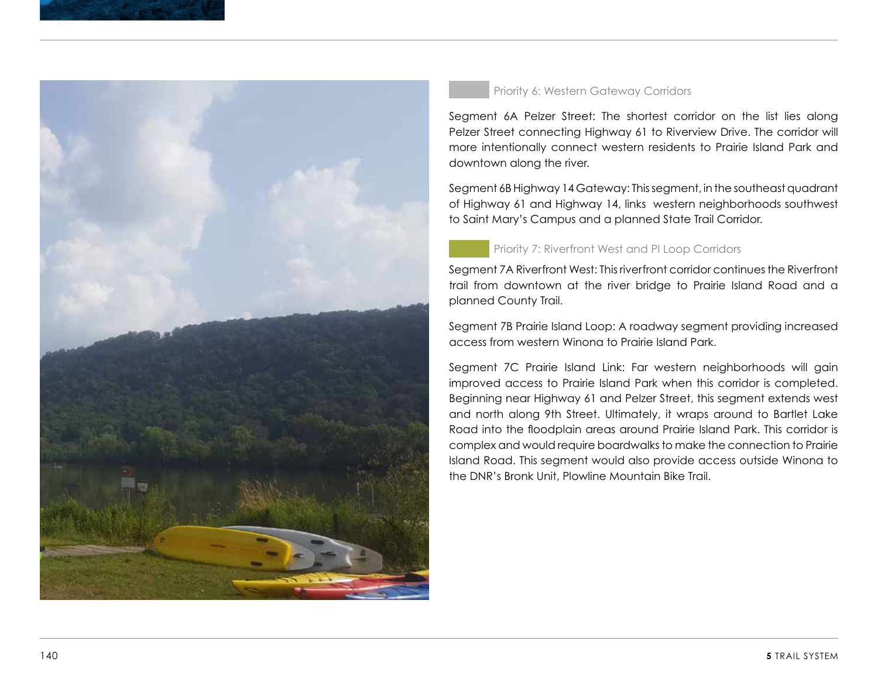### Priority 6: Western Gateway Corridors

Segment 6A Pelzer Street: The shortest corridor on the list lies along Pelzer Street connecting Highway 61 to Riverview Drive. The corridor will more intentionally connect western residents to Prairie Island Park and downtown along the river.

Segment 6B Highway 14 Gateway: This segment, in the southeast quadrant of Highway 61 and Highway 14, links western neighborhoods southwest to Saint Mary's Campus and a planned State Trail Corridor.

### Priority 7: Riverfront West and PI Loop Corridors

Segment 7A Riverfront West: This riverfront corridor continues the Riverfront trail from downtown at the river bridge to Prairie Island Road and a planned County Trail.

Segment 7B Prairie Island Loop: A roadway segment providing increased access from western Winona to Prairie Island Park.

Segment 7C Prairie Island Link: Far western neighborhoods will gain improved access to Prairie Island Park when this corridor is completed. Beginning near Highway 61 and Pelzer Street, this segment extends west and north along 9th Street. Ultimately, it wraps around to Bartlet Lake Road into the floodplain areas around Prairie Island Park. This corridor is complex and would require boardwalks to make the connection to Prairie Island Road. This segment would also provide access outside Winona to the DNR's Bronk Unit, Plowline Mountain Bike Trail.